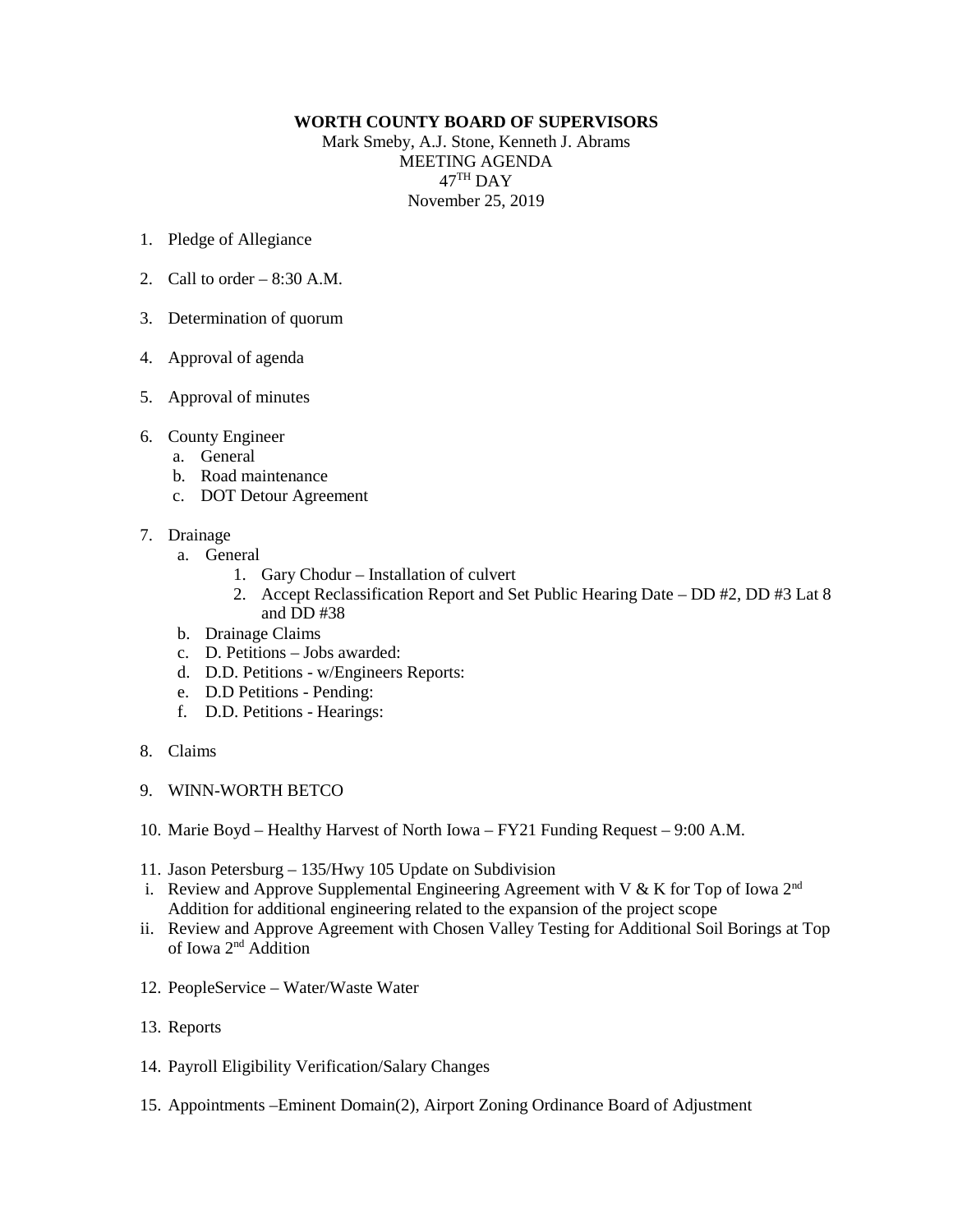**WORTH COUNTY BOARD OF SUPERVISORS**

Mark Smeby, A.J. Stone, Kenneth J. Abrams

MEETING AGENDA

47TH DAY

November 25, 2019

1. Pledge of Allegiance

2. Call to order – 8:30 A.M.

3. Determination of quorum

4. Approval of agenda

5. Approval of minutes

6. County Engineer
   a. General
   b. Road maintenance
   c. DOT Detour Agreement

7. Drainage
   a. General
      1. Gary Chodur – Installation of culvert
      2. Accept Reclassification Report and Set Public Hearing Date – DD #2, DD #3 Lat 8 and DD #38
   b. Drainage Claims
   c. D. Petitions – Jobs awarded:
   d. D.D. Petitions - w/Engineers Reports:
   e. D.D Petitions - Pending:
   f. D.D. Petitions - Hearings:

8. Claims

9. WINN-WORTH BETCO

10. Marie Boyd – Healthy Harvest of North Iowa – FY21 Funding Request – 9:00 A.M.

11. Jason Petersburg – 135/Hwy 105 Update on Subdivision
   i. Review and Approve Supplemental Engineering Agreement with V & K for Top of Iowa 2nd Addition for additional engineering related to the expansion of the project scope
   ii. Review and Approve Agreement with Chosen Valley Testing for Additional Soil Borings at Top of Iowa 2nd Addition

12. PeopleService – Water/Waste Water

13. Reports

14. Payroll Eligibility Verification/Salary Changes

15. Appointments –Eminent Domain(2), Airport Zoning Ordinance Board of Adjustment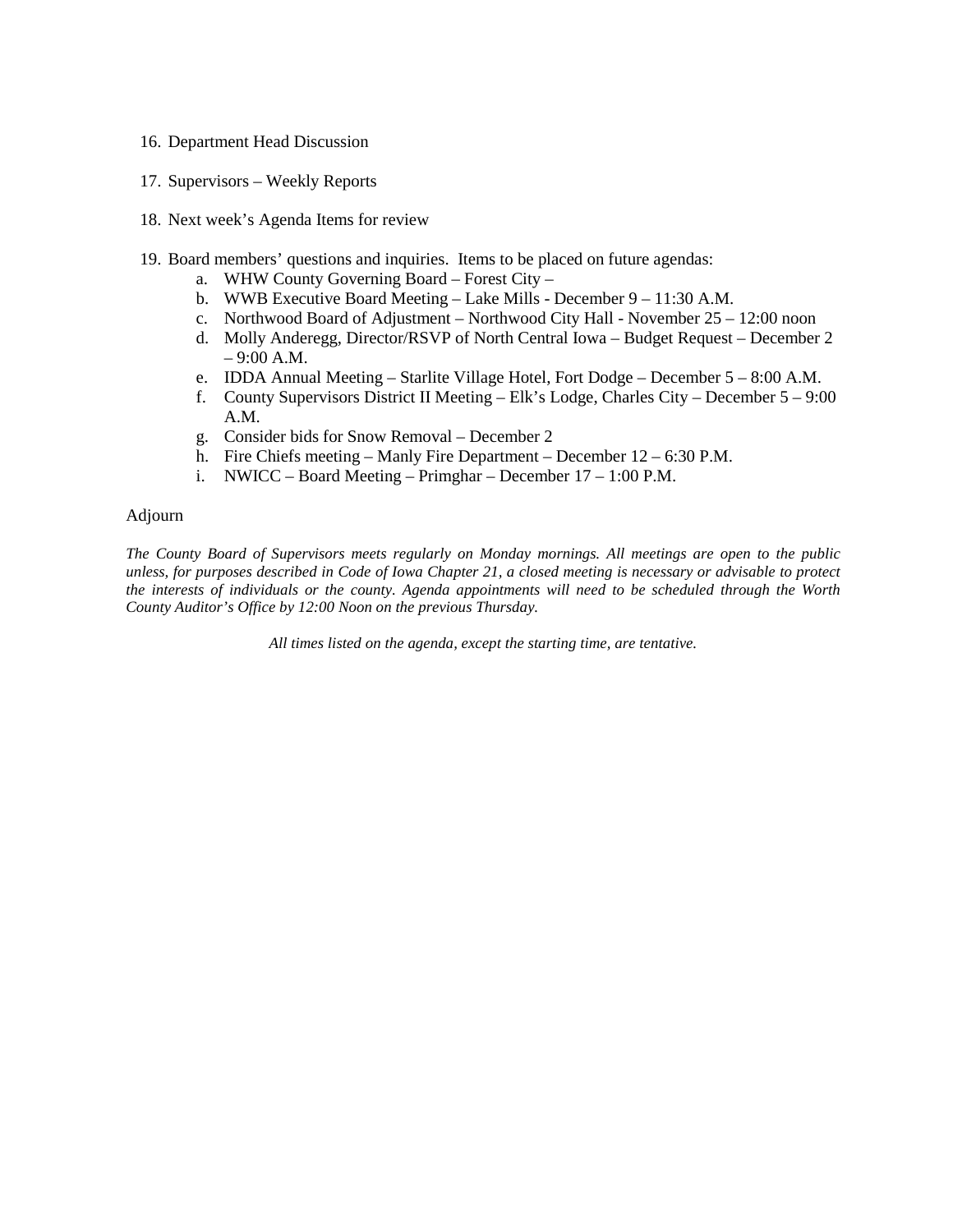16. Department Head Discussion

17. Supervisors – Weekly Reports

18. Next week's Agenda Items for review

19. Board members' questions and inquiries. Items to be placed on future agendas:
    a. WHW County Governing Board – Forest City –
    b. WWB Executive Board Meeting – Lake Mills - December 9 – 11:30 A.M.
    c. Northwood Board of Adjustment – Northwood City Hall - November 25 – 12:00 noon
    d. Molly Anderegg, Director/RSVP of North Central Iowa – Budget Request – December 2 – 9:00 A.M.
    e. IDDA Annual Meeting – Starlite Village Hotel, Fort Dodge – December 5 – 8:00 A.M.
    f. County Supervisors District II Meeting – Elk's Lodge, Charles City – December 5 – 9:00 A.M.
    g. Consider bids for Snow Removal – December 2
    h. Fire Chiefs meeting – Manly Fire Department – December 12 – 6:30 P.M.
    i. NWICC – Board Meeting – Primghar – December 17 – 1:00 P.M.

Adjourn

*The County Board of Supervisors meets regularly on Monday mornings. All meetings are open to the public unless, for purposes described in Code of Iowa Chapter 21, a closed meeting is necessary or advisable to protect the interests of individuals or the county. Agenda appointments will need to be scheduled through the Worth County Auditor's Office by 12:00 Noon on the previous Thursday.*

*All times listed on the agenda, except the starting time, are tentative.*